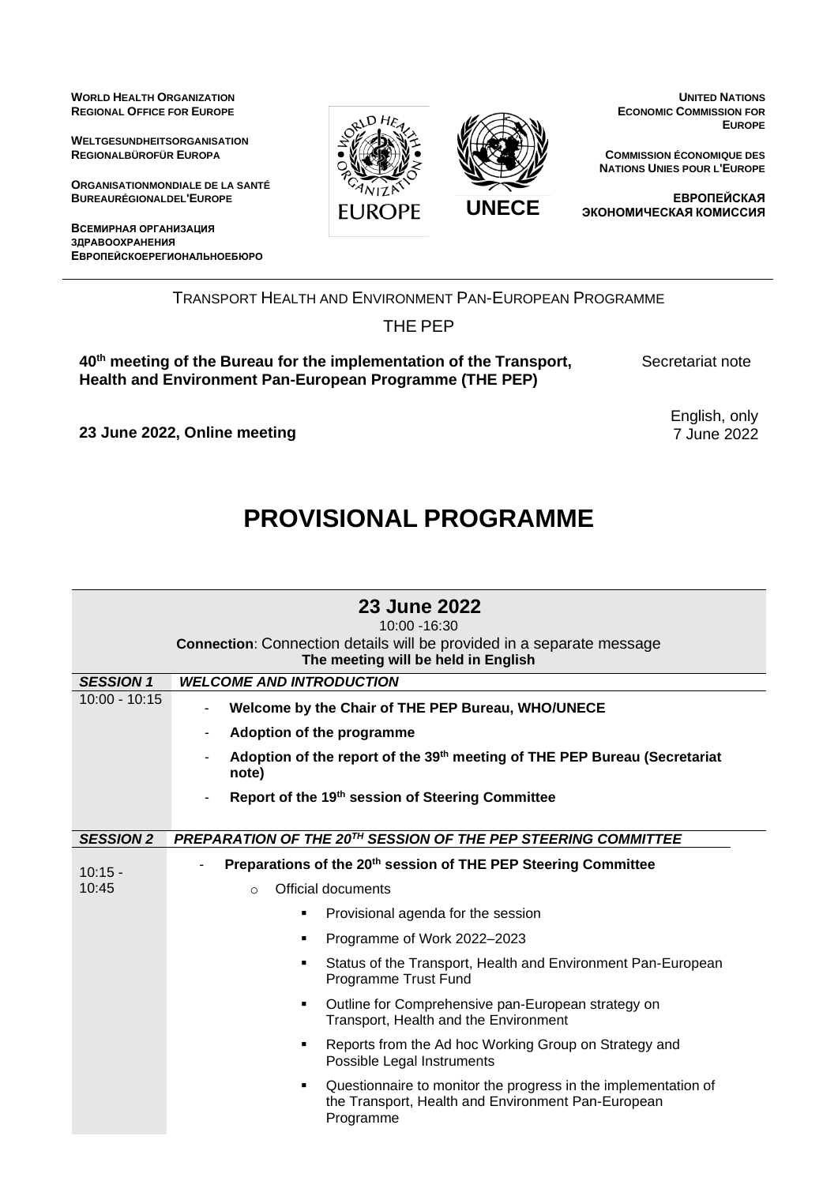**WORLD HEALTH ORGANIZATION**
**REGIONAL OFFICE FOR EUROPE**

**WELTGESUNDHEITSORGANISATION**
**REGIONALBÜROFÜR EUROPA**

**ORGANISATIONMONDIALE DE LA SANTÉ**
**BUREAURÉGIONALDEL'EUROPE**

**ВСЕМИРНАЯ ОРГАНИЗАЦИЯ ЗДРАВООХРАНЕНИЯ**
**ЕВРОПЕЙСКОЕРЕГИОНАЛЬНОЕБЮРО**

EUROPE

UNECE

**UNITED NATIONS**
**ECONOMIC COMMISSION FOR EUROPE**

**COMMISSION ÉCONOMIQUE DES NATIONS UNIES POUR L'EUROPE**

**ЕВРОПЕЙСКАЯ ЭКОНОМИЧЕСКАЯ КОМИССИЯ**

TRANSPORT HEALTH AND ENVIRONMENT PAN-EUROPEAN PROGRAMME

THE PEP

**40th meeting of the Bureau for the implementation of the Transport, Health and Environment Pan-European Programme (THE PEP)**

Secretariat note

**23 June 2022, Online meeting**

English, only
7 June 2022

# PROVISIONAL PROGRAMME

| **23 June 2022**<br>10:00 -16:30<br>**Connection**: Connection details will be provided in a separate message<br>**The meeting will be held in English** | |
|---|---|
| ***SESSION 1*** | ***WELCOME AND INTRODUCTION*** |
| 10:00 - 10:15 | - **Welcome by the Chair of THE PEP Bureau, WHO/UNECE**<br>- **Adoption of the programme**<br>- **Adoption of the report of the 39th meeting of THE PEP Bureau (Secretariat note)**<br>- **Report of the 19th session of Steering Committee** |
| ***SESSION 2*** | ***PREPARATION OF THE 20TH SESSION OF THE PEP STEERING COMMITTEE*** |
| 10:15 - 10:45 | - **Preparations of the 20th session of THE PEP Steering Committee**<br>&nbsp;&nbsp;○ Official documents<br>&nbsp;&nbsp;&nbsp;&nbsp;▪ Provisional agenda for the session<br>&nbsp;&nbsp;&nbsp;&nbsp;▪ Programme of Work 2022–2023<br>&nbsp;&nbsp;&nbsp;&nbsp;▪ Status of the Transport, Health and Environment Pan-European Programme Trust Fund<br>&nbsp;&nbsp;&nbsp;&nbsp;▪ Outline for Comprehensive pan-European strategy on Transport, Health and the Environment<br>&nbsp;&nbsp;&nbsp;&nbsp;▪ Reports from the Ad hoc Working Group on Strategy and Possible Legal Instruments<br>&nbsp;&nbsp;&nbsp;&nbsp;▪ Questionnaire to monitor the progress in the implementation of the Transport, Health and Environment Pan-European Programme |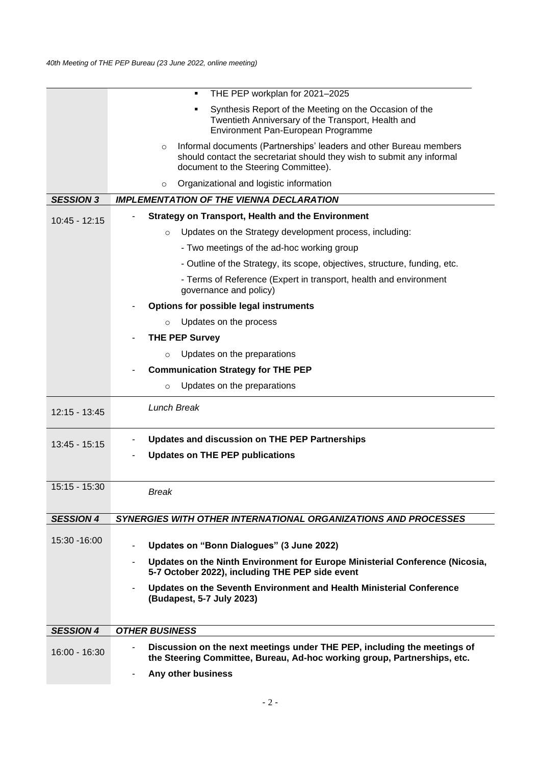| | |
|---|---|
| | ▪ THE PEP workplan for 2021–2025<br>▪ Synthesis Report of the Meeting on the Occasion of the Twentieth Anniversary of the Transport, Health and Environment Pan-European Programme<br>○ Informal documents (Partnerships' leaders and other Bureau members should contact the secretariat should they wish to submit any informal document to the Steering Committee).<br>○ Organizational and logistic information |
| ***SESSION 3*** | ***IMPLEMENTATION OF THE VIENNA DECLARATION*** |
| 10:45 - 12:15 | - **Strategy on Transport, Health and the Environment**<br>○ Updates on the Strategy development process, including:<br>- Two meetings of the ad-hoc working group<br>- Outline of the Strategy, its scope, objectives, structure, funding, etc.<br>- Terms of Reference (Expert in transport, health and environment governance and policy)<br>- **Options for possible legal instruments**<br>○ Updates on the process<br>- **THE PEP Survey**<br>○ Updates on the preparations<br>- **Communication Strategy for THE PEP**<br>○ Updates on the preparations |
| 12:15 - 13:45 | *Lunch Break* |
| 13:45 - 15:15 | - **Updates and discussion on THE PEP Partnerships**<br>- **Updates on THE PEP publications** |
| 15:15 - 15:30 | *Break* |
| ***SESSION 4*** | ***SYNERGIES WITH OTHER INTERNATIONAL ORGANIZATIONS AND PROCESSES*** |
| 15:30 -16:00 | - **Updates on "Bonn Dialogues" (3 June 2022)**<br>- **Updates on the Ninth Environment for Europe Ministerial Conference (Nicosia, 5-7 October 2022), including THE PEP side event**<br>- **Updates on the Seventh Environment and Health Ministerial Conference (Budapest, 5-7 July 2023)** |
| ***SESSION 4*** | ***OTHER BUSINESS*** |
| 16:00 - 16:30 | - **Discussion on the next meetings under THE PEP, including the meetings of the Steering Committee, Bureau, Ad-hoc working group, Partnerships, etc.**<br>- **Any other business** |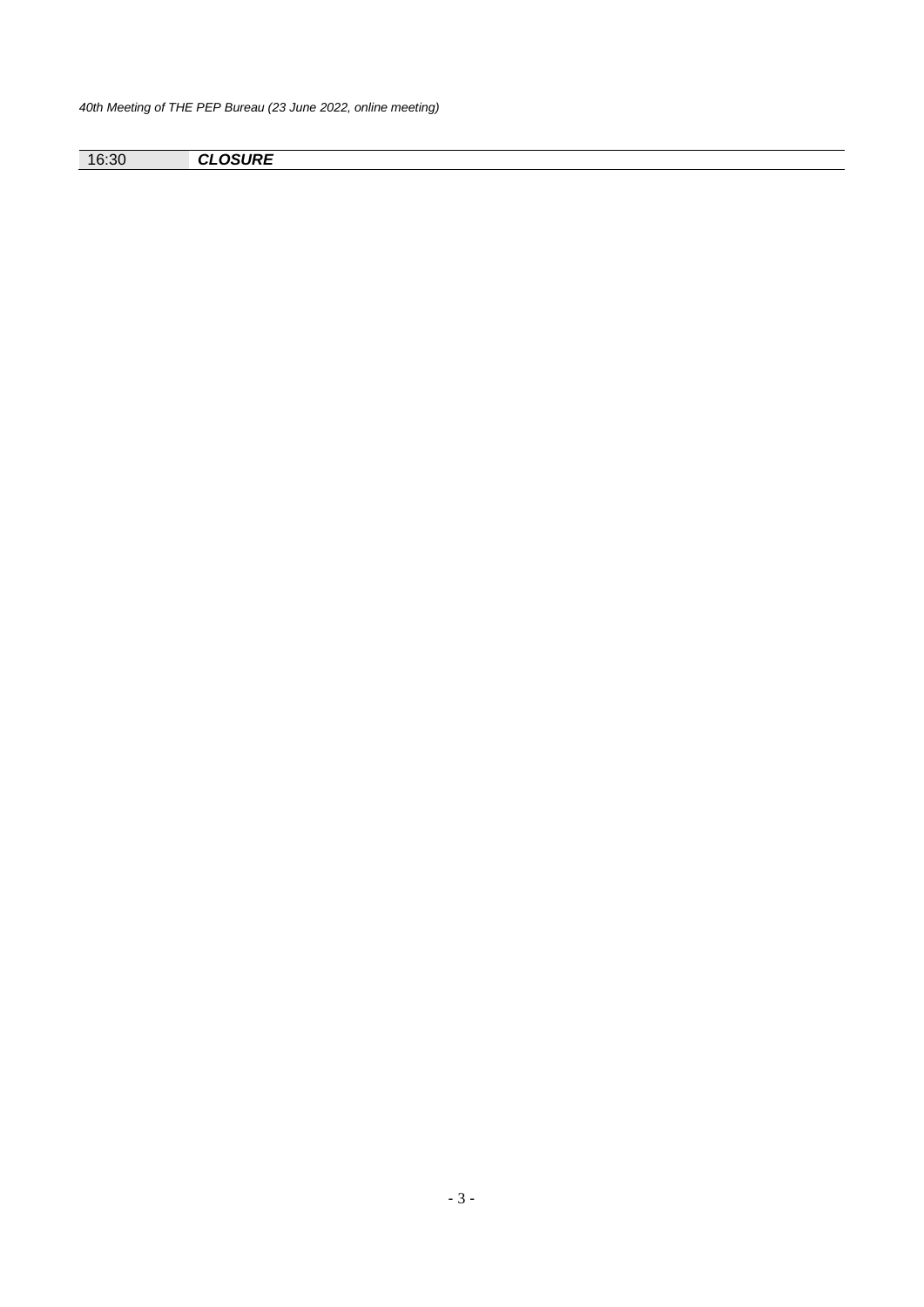| | |
|---|---|
| 16:30 | ***CLOSURE*** |